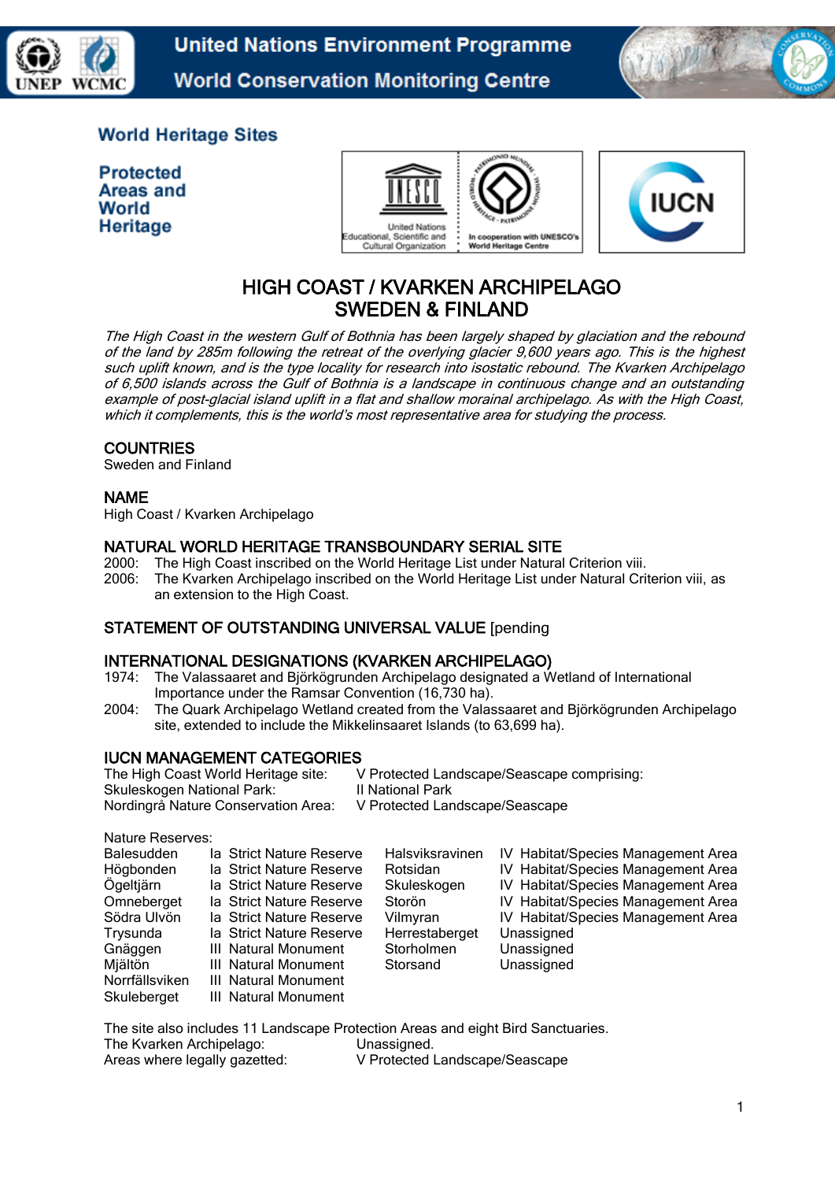United Nations Environment Programme
World Conservation Monitoring Centre

World Heritage Sites

Protected Areas and World Heritage

# HIGH COAST / KVARKEN ARCHIPELAGO
# SWEDEN & FINLAND

*The High Coast in the western Gulf of Bothnia has been largely shaped by glaciation and the rebound of the land by 285m following the retreat of the overlying glacier 9,600 years ago. This is the highest such uplift known, and is the type locality for research into isostatic rebound. The Kvarken Archipelago of 6,500 islands across the Gulf of Bothnia is a landscape in continuous change and an outstanding example of post-glacial island uplift in a flat and shallow morainal archipelago. As with the High Coast, which it complements, this is the world's most representative area for studying the process.*

## COUNTRIES

Sweden and Finland

## NAME

High Coast / Kvarken Archipelago

## NATURAL WORLD HERITAGE TRANSBOUNDARY SERIAL SITE

2000: The High Coast inscribed on the World Heritage List under Natural Criterion viii.
2006: The Kvarken Archipelago inscribed on the World Heritage List under Natural Criterion viii, as an extension to the High Coast.

## STATEMENT OF OUTSTANDING UNIVERSAL VALUE [pending

## INTERNATIONAL DESIGNATIONS (KVARKEN ARCHIPELAGO)

1974: The Valassaaret and Björkögrunden Archipelago designated a Wetland of International Importance under the Ramsar Convention (16,730 ha).
2004: The Quark Archipelago Wetland created from the Valassaaret and Björkögrunden Archipelago site, extended to include the Mikkelinsaaret Islands (to 63,699 ha).

## IUCN MANAGEMENT CATEGORIES

The High Coast World Heritage site: V Protected Landscape/Seascape comprising:
Skuleskogen National Park: II National Park
Nordingrå Nature Conservation Area: V Protected Landscape/Seascape

Nature Reserves:

| | | | |
|---|---|---|---|
| Balesudden | Ia Strict Nature Reserve | Halsviksravinen | IV Habitat/Species Management Area |
| Högbonden | Ia Strict Nature Reserve | Rotsidan | IV Habitat/Species Management Area |
| Ögeltjärn | Ia Strict Nature Reserve | Skuleskogen | IV Habitat/Species Management Area |
| Omneberget | Ia Strict Nature Reserve | Storön | IV Habitat/Species Management Area |
| Södra Ulvön | Ia Strict Nature Reserve | Vilmyran | IV Habitat/Species Management Area |
| Trysunda | Ia Strict Nature Reserve | Herrestaberget | Unassigned |
| Gnäggen | III Natural Monument | Storholmen | Unassigned |
| Mjältön | III Natural Monument | Storsand | Unassigned |
| Norrfällsviken | III Natural Monument | | |
| Skuleberget | III Natural Monument | | |

The site also includes 11 Landscape Protection Areas and eight Bird Sanctuaries.
The Kvarken Archipelago: Unassigned.
Areas where legally gazetted: V Protected Landscape/Seascape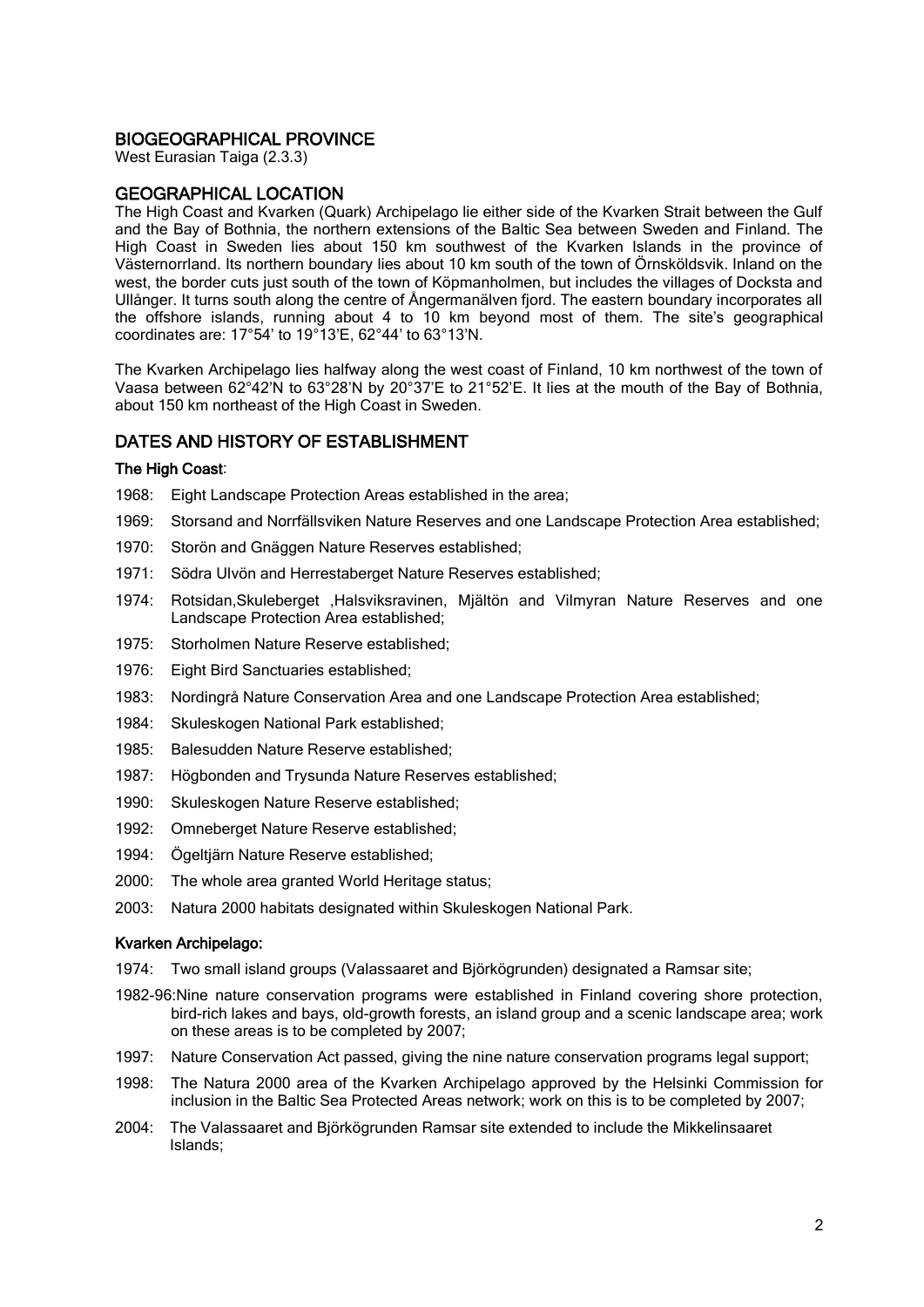## BIOGEOGRAPHICAL PROVINCE

West Eurasian Taiga (2.3.3)

## GEOGRAPHICAL LOCATION

The High Coast and Kvarken (Quark) Archipelago lie either side of the Kvarken Strait between the Gulf and the Bay of Bothnia, the northern extensions of the Baltic Sea between Sweden and Finland. The High Coast in Sweden lies about 150 km southwest of the Kvarken Islands in the province of Västernorrland. Its northern boundary lies about 10 km south of the town of Örnsköldsvik. Inland on the west, the border cuts just south of the town of Köpmanholmen, but includes the villages of Docksta and Ullånger. It turns south along the centre of Ångermanälven fjord. The eastern boundary incorporates all the offshore islands, running about 4 to 10 km beyond most of them. The site's geographical coordinates are: 17°54' to 19°13'E, 62°44' to 63°13'N.

The Kvarken Archipelago lies halfway along the west coast of Finland, 10 km northwest of the town of Vaasa between 62°42'N to 63°28'N by 20°37'E to 21°52'E. It lies at the mouth of the Bay of Bothnia, about 150 km northeast of the High Coast in Sweden.

## DATES AND HISTORY OF ESTABLISHMENT

### The High Coast:

- 1968: Eight Landscape Protection Areas established in the area;
- 1969: Storsand and Norrfällsviken Nature Reserves and one Landscape Protection Area established;
- 1970: Storön and Gnäggen Nature Reserves established;
- 1971: Södra Ulvön and Herrestaberget Nature Reserves established;
- 1974: Rotsidan,Skuleberget ,Halsviksravinen, Mjältön and Vilmyran Nature Reserves and one Landscape Protection Area established;
- 1975: Storholmen Nature Reserve established;
- 1976: Eight Bird Sanctuaries established;
- 1983: Nordingrå Nature Conservation Area and one Landscape Protection Area established;
- 1984: Skuleskogen National Park established;
- 1985: Balesudden Nature Reserve established;
- 1987: Högbonden and Trysunda Nature Reserves established;
- 1990: Skuleskogen Nature Reserve established;
- 1992: Omneberget Nature Reserve established;
- 1994: Ögeltjärn Nature Reserve established;
- 2000: The whole area granted World Heritage status;
- 2003: Natura 2000 habitats designated within Skuleskogen National Park.

### Kvarken Archipelago:

- 1974: Two small island groups (Valassaaret and Björkögrunden) designated a Ramsar site;
- 1982-96: Nine nature conservation programs were established in Finland covering shore protection, bird-rich lakes and bays, old-growth forests, an island group and a scenic landscape area; work on these areas is to be completed by 2007;
- 1997: Nature Conservation Act passed, giving the nine nature conservation programs legal support;
- 1998: The Natura 2000 area of the Kvarken Archipelago approved by the Helsinki Commission for inclusion in the Baltic Sea Protected Areas network; work on this is to be completed by 2007;
- 2004: The Valassaaret and Björkögrunden Ramsar site extended to include the Mikkelinsaaret Islands;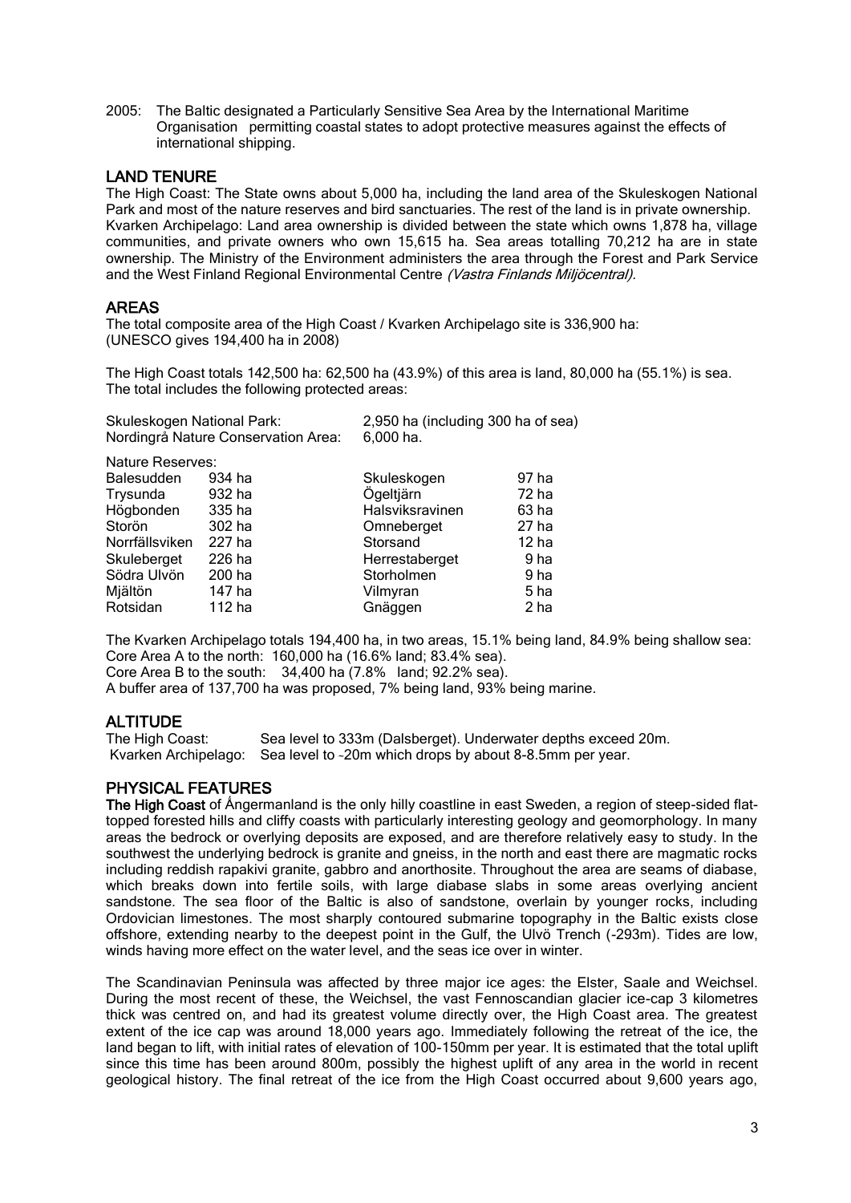2005: The Baltic designated a Particularly Sensitive Sea Area by the International Maritime Organisation permitting coastal states to adopt protective measures against the effects of international shipping.

## LAND TENURE

The High Coast: The State owns about 5,000 ha, including the land area of the Skuleskogen National Park and most of the nature reserves and bird sanctuaries. The rest of the land is in private ownership. Kvarken Archipelago: Land area ownership is divided between the state which owns 1,878 ha, village communities, and private owners who own 15,615 ha. Sea areas totalling 70,212 ha are in state ownership. The Ministry of the Environment administers the area through the Forest and Park Service and the West Finland Regional Environmental Centre *(Vastra Finlands Miljöcentral).*

## AREAS

The total composite area of the High Coast / Kvarken Archipelago site is 336,900 ha: (UNESCO gives 194,400 ha in 2008)

The High Coast totals 142,500 ha: 62,500 ha (43.9%) of this area is land, 80,000 ha (55.1%) is sea. The total includes the following protected areas:

Skuleskogen National Park: 2,950 ha (including 300 ha of sea)
Nordingrå Nature Conservation Area: 6,000 ha.

Nature Reserves:

| | | | |
|---|---|---|---|
| Balesudden | 934 ha | Skuleskogen | 97 ha |
| Trysunda | 932 ha | Ögeltjärn | 72 ha |
| Högbonden | 335 ha | Halsviksravinen | 63 ha |
| Storön | 302 ha | Omneberget | 27 ha |
| Norrfällsviken | 227 ha | Storsand | 12 ha |
| Skuleberget | 226 ha | Herrestaberget | 9 ha |
| Södra Ulvön | 200 ha | Storholmen | 9 ha |
| Mjältön | 147 ha | Vilmyran | 5 ha |
| Rotsidan | 112 ha | Gnäggen | 2 ha |

The Kvarken Archipelago totals 194,400 ha, in two areas, 15.1% being land, 84.9% being shallow sea:
Core Area A to the north: 160,000 ha (16.6% land; 83.4% sea).
Core Area B to the south: 34,400 ha (7.8% land; 92.2% sea).
A buffer area of 137,700 ha was proposed, 7% being land, 93% being marine.

## ALTITUDE

The High Coast: Sea level to 333m (Dalsberget). Underwater depths exceed 20m.
Kvarken Archipelago: Sea level to -20m which drops by about 8-8.5mm per year.

## PHYSICAL FEATURES

**The High Coast** of Ångermanland is the only hilly coastline in east Sweden, a region of steep-sided flat-topped forested hills and cliffy coasts with particularly interesting geology and geomorphology. In many areas the bedrock or overlying deposits are exposed, and are therefore relatively easy to study. In the southwest the underlying bedrock is granite and gneiss, in the north and east there are magmatic rocks including reddish rapakivi granite, gabbro and anorthosite. Throughout the area are seams of diabase, which breaks down into fertile soils, with large diabase slabs in some areas overlying ancient sandstone. The sea floor of the Baltic is also of sandstone, overlain by younger rocks, including Ordovician limestones. The most sharply contoured submarine topography in the Baltic exists close offshore, extending nearby to the deepest point in the Gulf, the Ulvö Trench (-293m). Tides are low, winds having more effect on the water level, and the seas ice over in winter.

The Scandinavian Peninsula was affected by three major ice ages: the Elster, Saale and Weichsel. During the most recent of these, the Weichsel, the vast Fennoscandian glacier ice-cap 3 kilometres thick was centred on, and had its greatest volume directly over, the High Coast area. The greatest extent of the ice cap was around 18,000 years ago. Immediately following the retreat of the ice, the land began to lift, with initial rates of elevation of 100-150mm per year. It is estimated that the total uplift since this time has been around 800m, possibly the highest uplift of any area in the world in recent geological history. The final retreat of the ice from the High Coast occurred about 9,600 years ago,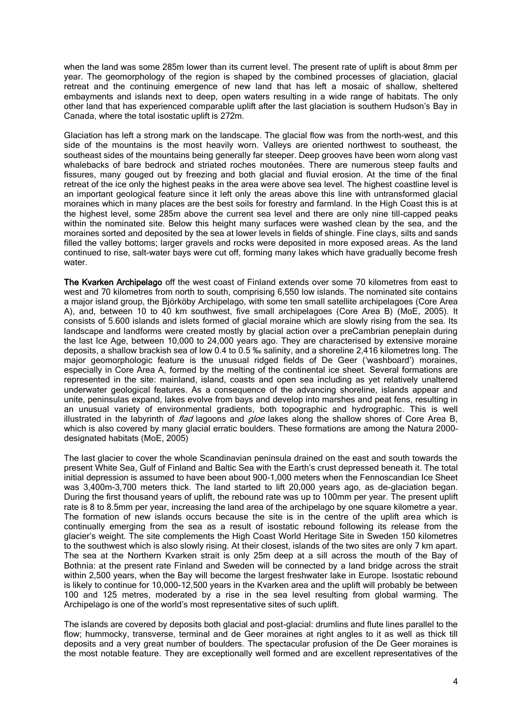when the land was some 285m lower than its current level. The present rate of uplift is about 8mm per year. The geomorphology of the region is shaped by the combined processes of glaciation, glacial retreat and the continuing emergence of new land that has left a mosaic of shallow, sheltered embayments and islands next to deep, open waters resulting in a wide range of habitats. The only other land that has experienced comparable uplift after the last glaciation is southern Hudson's Bay in Canada, where the total isostatic uplift is 272m.

Glaciation has left a strong mark on the landscape. The glacial flow was from the north-west, and this side of the mountains is the most heavily worn. Valleys are oriented northwest to southeast, the southeast sides of the mountains being generally far steeper. Deep grooves have been worn along vast whalebacks of bare bedrock and striated roches moutonées. There are numerous steep faults and fissures, many gouged out by freezing and both glacial and fluvial erosion. At the time of the final retreat of the ice only the highest peaks in the area were above sea level. The highest coastline level is an important geological feature since it left only the areas above this line with untransformed glacial moraines which in many places are the best soils for forestry and farmland. In the High Coast this is at the highest level, some 285m above the current sea level and there are only nine till-capped peaks within the nominated site. Below this height many surfaces were washed clean by the sea, and the moraines sorted and deposited by the sea at lower levels in fields of shingle. Fine clays, silts and sands filled the valley bottoms; larger gravels and rocks were deposited in more exposed areas. As the land continued to rise, salt-water bays were cut off, forming many lakes which have gradually become fresh water.

**The Kvarken Archipelago** off the west coast of Finland extends over some 70 kilometres from east to west and 70 kilometres from north to south, comprising 6,550 low islands. The nominated site contains a major island group, the Björköby Archipelago, with some ten small satellite archipelagoes (Core Area A), and, between 10 to 40 km southwest, five small archipelagoes (Core Area B) (MoE, 2005). It consists of 5.600 islands and islets formed of glacial moraine which are slowly rising from the sea. Its landscape and landforms were created mostly by glacial action over a preCambrian peneplain during the last Ice Age, between 10,000 to 24,000 years ago. They are characterised by extensive moraine deposits, a shallow brackish sea of low 0.4 to 0.5 ‰ salinity, and a shoreline 2,416 kilometres long. The major geomorphologic feature is the unusual ridged fields of De Geer ('washboard') moraines, especially in Core Area A, formed by the melting of the continental ice sheet. Several formations are represented in the site: mainland, island, coasts and open sea including as yet relatively unaltered underwater geological features. As a consequence of the advancing shoreline, islands appear and unite, peninsulas expand, lakes evolve from bays and develop into marshes and peat fens, resulting in an unusual variety of environmental gradients, both topographic and hydrographic. This is well illustrated in the labyrinth of *flad* lagoons and *gloe* lakes along the shallow shores of Core Area B, which is also covered by many glacial erratic boulders. These formations are among the Natura 2000-designated habitats (MoE, 2005)

The last glacier to cover the whole Scandinavian peninsula drained on the east and south towards the present White Sea, Gulf of Finland and Baltic Sea with the Earth's crust depressed beneath it. The total initial depression is assumed to have been about 900-1,000 meters when the Fennoscandian Ice Sheet was 3,400m-3,700 meters thick. The land started to lift 20,000 years ago, as de-glaciation began. During the first thousand years of uplift, the rebound rate was up to 100mm per year. The present uplift rate is 8 to 8.5mm per year, increasing the land area of the archipelago by one square kilometre a year. The formation of new islands occurs because the site is in the centre of the uplift area which is continually emerging from the sea as a result of isostatic rebound following its release from the glacier's weight. The site complements the High Coast World Heritage Site in Sweden 150 kilometres to the southwest which is also slowly rising. At their closest, islands of the two sites are only 7 km apart. The sea at the Northern Kvarken strait is only 25m deep at a sill across the mouth of the Bay of Bothnia: at the present rate Finland and Sweden will be connected by a land bridge across the strait within 2,500 years, when the Bay will become the largest freshwater lake in Europe. Isostatic rebound is likely to continue for 10,000-12,500 years in the Kvarken area and the uplift will probably be between 100 and 125 metres, moderated by a rise in the sea level resulting from global warming. The Archipelago is one of the world's most representative sites of such uplift.

The islands are covered by deposits both glacial and post-glacial: drumlins and flute lines parallel to the flow; hummocky, transverse, terminal and de Geer moraines at right angles to it as well as thick till deposits and a very great number of boulders. The spectacular profusion of the De Geer moraines is the most notable feature. They are exceptionally well formed and are excellent representatives of the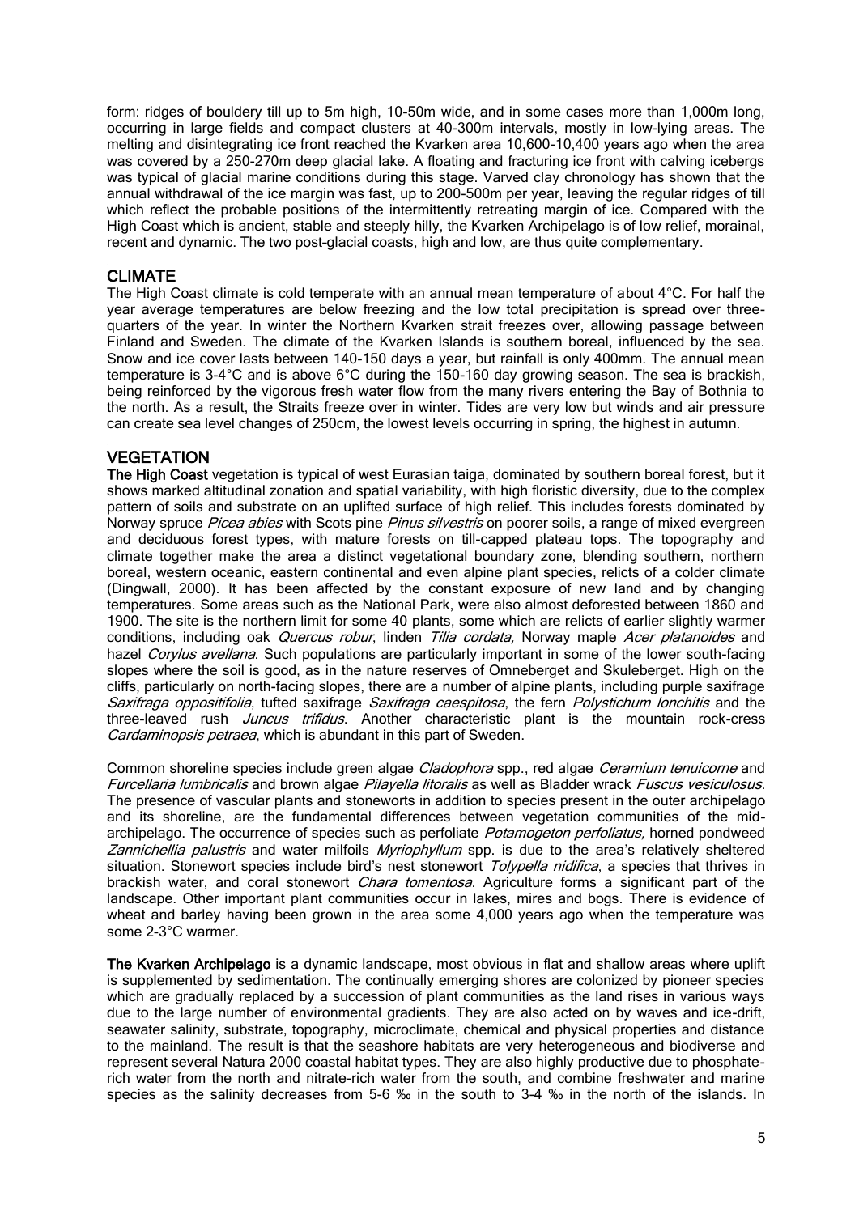form: ridges of bouldery till up to 5m high, 10-50m wide, and in some cases more than 1,000m long, occurring in large fields and compact clusters at 40-300m intervals, mostly in low-lying areas. The melting and disintegrating ice front reached the Kvarken area 10,600-10,400 years ago when the area was covered by a 250-270m deep glacial lake. A floating and fracturing ice front with calving icebergs was typical of glacial marine conditions during this stage. Varved clay chronology has shown that the annual withdrawal of the ice margin was fast, up to 200-500m per year, leaving the regular ridges of till which reflect the probable positions of the intermittently retreating margin of ice. Compared with the High Coast which is ancient, stable and steeply hilly, the Kvarken Archipelago is of low relief, morainal, recent and dynamic. The two post-glacial coasts, high and low, are thus quite complementary.

## CLIMATE

The High Coast climate is cold temperate with an annual mean temperature of about 4°C. For half the year average temperatures are below freezing and the low total precipitation is spread over three-quarters of the year. In winter the Northern Kvarken strait freezes over, allowing passage between Finland and Sweden. The climate of the Kvarken Islands is southern boreal, influenced by the sea. Snow and ice cover lasts between 140-150 days a year, but rainfall is only 400mm. The annual mean temperature is 3-4°C and is above 6°C during the 150-160 day growing season. The sea is brackish, being reinforced by the vigorous fresh water flow from the many rivers entering the Bay of Bothnia to the north. As a result, the Straits freeze over in winter. Tides are very low but winds and air pressure can create sea level changes of 250cm, the lowest levels occurring in spring, the highest in autumn.

## VEGETATION

**The High Coast** vegetation is typical of west Eurasian taiga, dominated by southern boreal forest, but it shows marked altitudinal zonation and spatial variability, with high floristic diversity, due to the complex pattern of soils and substrate on an uplifted surface of high relief. This includes forests dominated by Norway spruce *Picea abies* with Scots pine *Pinus silvestris* on poorer soils, a range of mixed evergreen and deciduous forest types, with mature forests on till-capped plateau tops. The topography and climate together make the area a distinct vegetational boundary zone, blending southern, northern boreal, western oceanic, eastern continental and even alpine plant species, relicts of a colder climate (Dingwall, 2000). It has been affected by the constant exposure of new land and by changing temperatures. Some areas such as the National Park, were also almost deforested between 1860 and 1900. The site is the northern limit for some 40 plants, some which are relicts of earlier slightly warmer conditions, including oak *Quercus robur*, linden *Tilia cordata,* Norway maple *Acer platanoides* and hazel *Corylus avellana*. Such populations are particularly important in some of the lower south-facing slopes where the soil is good, as in the nature reserves of Omneberget and Skuleberget. High on the cliffs, particularly on north-facing slopes, there are a number of alpine plants, including purple saxifrage *Saxifraga oppositifolia*, tufted saxifrage *Saxifraga caespitosa*, the fern *Polystichum lonchitis* and the three-leaved rush *Juncus trifidus*. Another characteristic plant is the mountain rock-cress *Cardaminopsis petraea*, which is abundant in this part of Sweden.

Common shoreline species include green algae *Cladophora* spp., red algae *Ceramium tenuicorne* and *Furcellaria lumbricalis* and brown algae *Pilayella litoralis* as well as Bladder wrack *Fuscus vesiculosus*. The presence of vascular plants and stoneworts in addition to species present in the outer archipelago and its shoreline, are the fundamental differences between vegetation communities of the mid-archipelago. The occurrence of species such as perfoliate *Potamogeton perfoliatus,* horned pondweed *Zannichellia palustris* and water milfoils *Myriophyllum* spp. is due to the area's relatively sheltered situation. Stonewort species include bird's nest stonewort *Tolypella nidifica*, a species that thrives in brackish water, and coral stonewort *Chara tomentosa*. Agriculture forms a significant part of the landscape. Other important plant communities occur in lakes, mires and bogs. There is evidence of wheat and barley having been grown in the area some 4,000 years ago when the temperature was some 2-3°C warmer.

**The Kvarken Archipelago** is a dynamic landscape, most obvious in flat and shallow areas where uplift is supplemented by sedimentation. The continually emerging shores are colonized by pioneer species which are gradually replaced by a succession of plant communities as the land rises in various ways due to the large number of environmental gradients. They are also acted on by waves and ice-drift, seawater salinity, substrate, topography, microclimate, chemical and physical properties and distance to the mainland. The result is that the seashore habitats are very heterogeneous and biodiverse and represent several Natura 2000 coastal habitat types. They are also highly productive due to phosphate-rich water from the north and nitrate-rich water from the south, and combine freshwater and marine species as the salinity decreases from 5-6 ‰ in the south to 3-4 ‰ in the north of the islands. In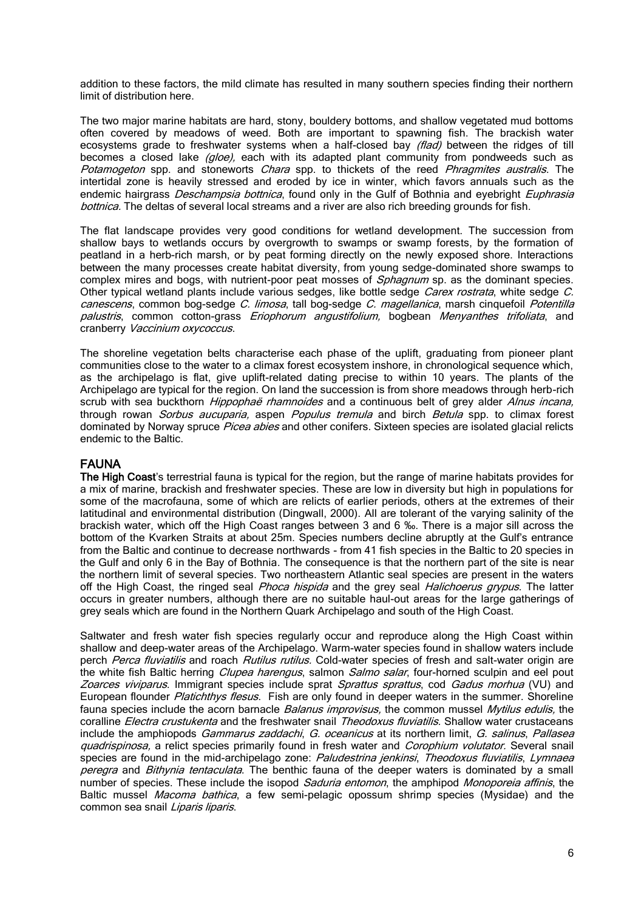addition to these factors, the mild climate has resulted in many southern species finding their northern limit of distribution here.

The two major marine habitats are hard, stony, bouldery bottoms, and shallow vegetated mud bottoms often covered by meadows of weed. Both are important to spawning fish. The brackish water ecosystems grade to freshwater systems when a half-closed bay *(flad)* between the ridges of till becomes a closed lake *(gloe),* each with its adapted plant community from pondweeds such as *Potamogeton* spp. and stoneworts *Chara* spp. to thickets of the reed *Phragmites australis*. The intertidal zone is heavily stressed and eroded by ice in winter, which favors annuals such as the endemic hairgrass *Deschampsia bottnica*, found only in the Gulf of Bothnia and eyebright *Euphrasia bottnica.* The deltas of several local streams and a river are also rich breeding grounds for fish.

The flat landscape provides very good conditions for wetland development. The succession from shallow bays to wetlands occurs by overgrowth to swamps or swamp forests, by the formation of peatland in a herb-rich marsh, or by peat forming directly on the newly exposed shore. Interactions between the many processes create habitat diversity, from young sedge-dominated shore swamps to complex mires and bogs, with nutrient-poor peat mosses of *Sphagnum* sp. as the dominant species. Other typical wetland plants include various sedges, like bottle sedge *Carex rostrata*, white sedge *C. canescens*, common bog-sedge *C. limosa*, tall bog-sedge *C. magellanica*, marsh cinquefoil *Potentilla palustris*, common cotton-grass *Eriophorum angustifolium,* bogbean *Menyanthes trifoliata*, and cranberry *Vaccinium oxycoccus*.

The shoreline vegetation belts characterise each phase of the uplift, graduating from pioneer plant communities close to the water to a climax forest ecosystem inshore, in chronological sequence which, as the archipelago is flat, give uplift-related dating precise to within 10 years. The plants of the Archipelago are typical for the region. On land the succession is from shore meadows through herb-rich scrub with sea buckthorn *Hippophaë rhamnoides* and a continuous belt of grey alder *Alnus incana,* through rowan *Sorbus aucuparia,* aspen *Populus tremula* and birch *Betula* spp. to climax forest dominated by Norway spruce *Picea abies* and other conifers. Sixteen species are isolated glacial relicts endemic to the Baltic.

## FAUNA

**The High Coast**'s terrestrial fauna is typical for the region, but the range of marine habitats provides for a mix of marine, brackish and freshwater species. These are low in diversity but high in populations for some of the macrofauna, some of which are relicts of earlier periods, others at the extremes of their latitudinal and environmental distribution (Dingwall, 2000). All are tolerant of the varying salinity of the brackish water, which off the High Coast ranges between 3 and 6 ‰. There is a major sill across the bottom of the Kvarken Straits at about 25m. Species numbers decline abruptly at the Gulf's entrance from the Baltic and continue to decrease northwards - from 41 fish species in the Baltic to 20 species in the Gulf and only 6 in the Bay of Bothnia. The consequence is that the northern part of the site is near the northern limit of several species. Two northeastern Atlantic seal species are present in the waters off the High Coast, the ringed seal *Phoca hispida* and the grey seal *Halichoerus grypus*. The latter occurs in greater numbers, although there are no suitable haul-out areas for the large gatherings of grey seals which are found in the Northern Quark Archipelago and south of the High Coast.

Saltwater and fresh water fish species regularly occur and reproduce along the High Coast within shallow and deep-water areas of the Archipelago. Warm-water species found in shallow waters include perch *Perca fluviatilis* and roach *Rutilus rutilus.* Cold-water species of fresh and salt-water origin are the white fish Baltic herring *Clupea harengus*, salmon *Salmo salar*, four-horned sculpin and eel pout *Zoarces viviparus*. Immigrant species include sprat *Sprattus sprattus*, cod *Gadus morhua* (VU) and European flounder *Platichthys flesus*. Fish are only found in deeper waters in the summer. Shoreline fauna species include the acorn barnacle *Balanus improvisus,* the common mussel *Mytilus edulis,* the coralline *Electra crustukenta* and the freshwater snail *Theodoxus fluviatilis.* Shallow water crustaceans include the amphiopods *Gammarus zaddachi*, *G. oceanicus* at its northern limit, *G. salinus*, *Pallasea quadrispinosa,* a relict species primarily found in fresh water and *Corophium volutator.* Several snail species are found in the mid-archipelago zone: *Paludestrina jenkinsi*, *Theodoxus fluviatilis*, *Lymnaea peregra* and *Bithynia tentaculata*. The benthic fauna of the deeper waters is dominated by a small number of species. These include the isopod *Saduria entomon*, the amphipod *Monoporeia affinis*, the Baltic mussel *Macoma bathica*, a few semi-pelagic opossum shrimp species (Mysidae) and the common sea snail *Liparis liparis*.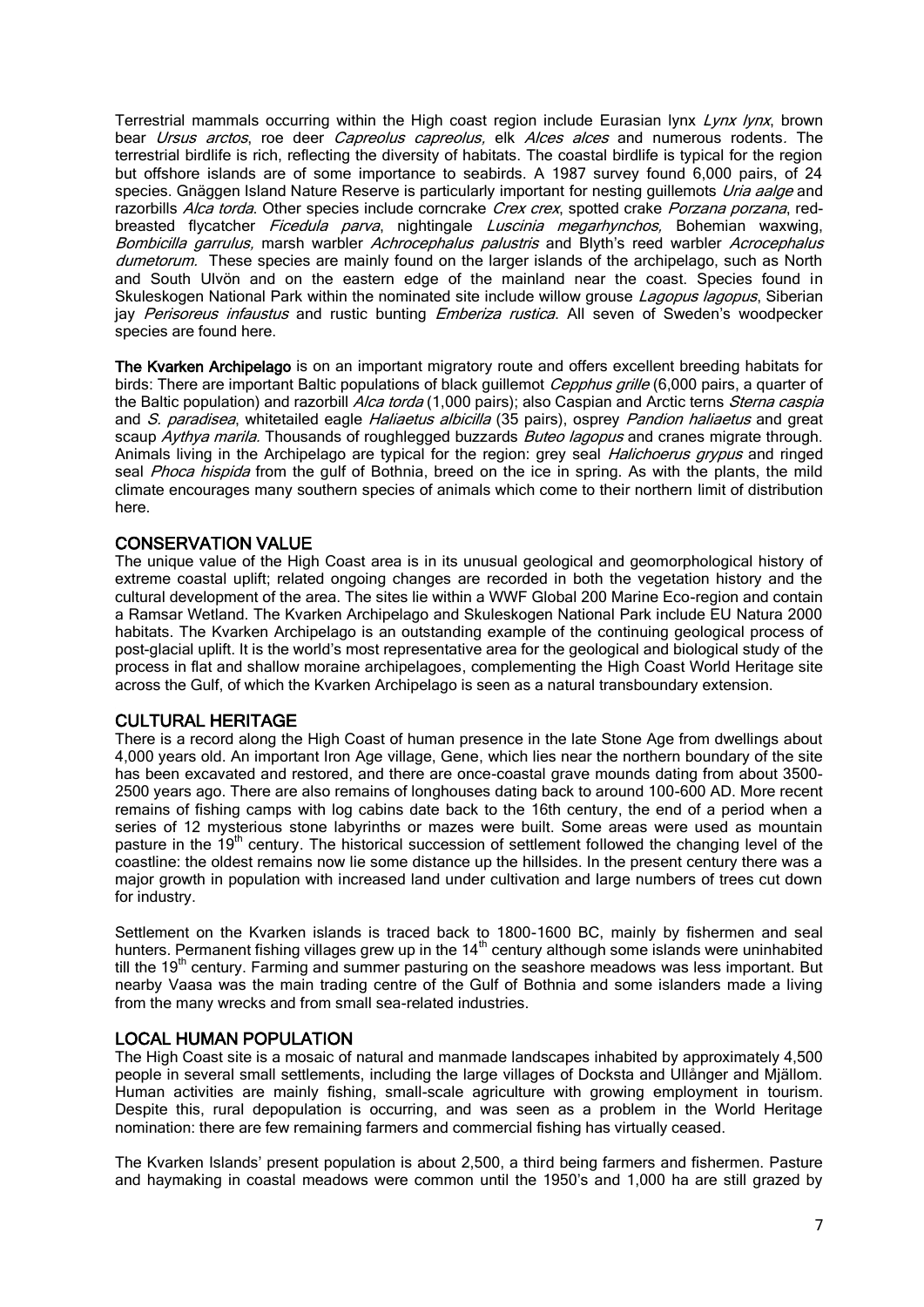Terrestrial mammals occurring within the High coast region include Eurasian lynx *Lynx lynx*, brown bear *Ursus arctos*, roe deer *Capreolus capreolus,* elk *Alces alces* and numerous rodents. The terrestrial birdlife is rich, reflecting the diversity of habitats. The coastal birdlife is typical for the region but offshore islands are of some importance to seabirds. A 1987 survey found 6,000 pairs, of 24 species. Gnäggen Island Nature Reserve is particularly important for nesting guillemots *Uria aalge* and razorbills *Alca torda*. Other species include corncrake *Crex crex*, spotted crake *Porzana porzana*, red-breasted flycatcher *Ficedula parva*, nightingale *Luscinia megarhynchos,* Bohemian waxwing, *Bombicilla garrulus,* marsh warbler *Achrocephalus palustris* and Blyth's reed warbler *Acrocephalus dumetorum.* These species are mainly found on the larger islands of the archipelago, such as North and South Ulvön and on the eastern edge of the mainland near the coast. Species found in Skuleskogen National Park within the nominated site include willow grouse *Lagopus lagopus*, Siberian jay *Perisoreus infaustus* and rustic bunting *Emberiza rustica*. All seven of Sweden's woodpecker species are found here.

**The Kvarken Archipelago** is on an important migratory route and offers excellent breeding habitats for birds: There are important Baltic populations of black guillemot *Cepphus grille* (6,000 pairs, a quarter of the Baltic population) and razorbill *Alca torda* (1,000 pairs); also Caspian and Arctic terns *Sterna caspia* and *S. paradisea*, whitetailed eagle *Haliaetus albicilla* (35 pairs), osprey *Pandion haliaetus* and great scaup *Aythya marila.* Thousands of roughlegged buzzards *Buteo lagopus* and cranes migrate through. Animals living in the Archipelago are typical for the region: grey seal *Halichoerus grypus* and ringed seal *Phoca hispida* from the gulf of Bothnia, breed on the ice in spring. As with the plants, the mild climate encourages many southern species of animals which come to their northern limit of distribution here.

## CONSERVATION VALUE

The unique value of the High Coast area is in its unusual geological and geomorphological history of extreme coastal uplift; related ongoing changes are recorded in both the vegetation history and the cultural development of the area. The sites lie within a WWF Global 200 Marine Eco-region and contain a Ramsar Wetland. The Kvarken Archipelago and Skuleskogen National Park include EU Natura 2000 habitats. The Kvarken Archipelago is an outstanding example of the continuing geological process of post-glacial uplift. It is the world's most representative area for the geological and biological study of the process in flat and shallow moraine archipelagoes, complementing the High Coast World Heritage site across the Gulf, of which the Kvarken Archipelago is seen as a natural transboundary extension.

## CULTURAL HERITAGE

There is a record along the High Coast of human presence in the late Stone Age from dwellings about 4,000 years old. An important Iron Age village, Gene, which lies near the northern boundary of the site has been excavated and restored, and there are once-coastal grave mounds dating from about 3500-2500 years ago. There are also remains of longhouses dating back to around 100-600 AD. More recent remains of fishing camps with log cabins date back to the 16th century, the end of a period when a series of 12 mysterious stone labyrinths or mazes were built. Some areas were used as mountain pasture in the 19th century. The historical succession of settlement followed the changing level of the coastline: the oldest remains now lie some distance up the hillsides. In the present century there was a major growth in population with increased land under cultivation and large numbers of trees cut down for industry.

Settlement on the Kvarken islands is traced back to 1800-1600 BC, mainly by fishermen and seal hunters. Permanent fishing villages grew up in the 14th century although some islands were uninhabited till the 19th century. Farming and summer pasturing on the seashore meadows was less important. But nearby Vaasa was the main trading centre of the Gulf of Bothnia and some islanders made a living from the many wrecks and from small sea-related industries.

## LOCAL HUMAN POPULATION

The High Coast site is a mosaic of natural and manmade landscapes inhabited by approximately 4,500 people in several small settlements, including the large villages of Docksta and Ullånger and Mjällom. Human activities are mainly fishing, small-scale agriculture with growing employment in tourism. Despite this, rural depopulation is occurring, and was seen as a problem in the World Heritage nomination: there are few remaining farmers and commercial fishing has virtually ceased.

The Kvarken Islands' present population is about 2,500, a third being farmers and fishermen. Pasture and haymaking in coastal meadows were common until the 1950's and 1,000 ha are still grazed by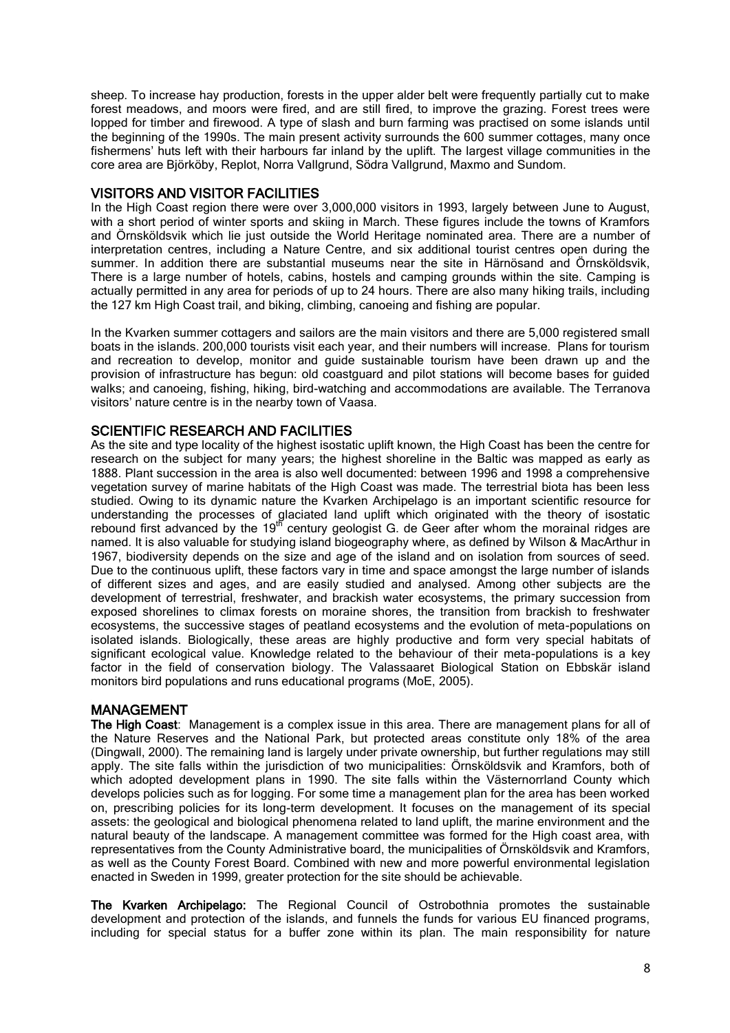sheep. To increase hay production, forests in the upper alder belt were frequently partially cut to make forest meadows, and moors were fired, and are still fired, to improve the grazing. Forest trees were lopped for timber and firewood. A type of slash and burn farming was practised on some islands until the beginning of the 1990s. The main present activity surrounds the 600 summer cottages, many once fishermens' huts left with their harbours far inland by the uplift. The largest village communities in the core area are Björköby, Replot, Norra Vallgrund, Södra Vallgrund, Maxmo and Sundom.

## VISITORS AND VISITOR FACILITIES

In the High Coast region there were over 3,000,000 visitors in 1993, largely between June to August, with a short period of winter sports and skiing in March. These figures include the towns of Kramfors and Örnsköldsvik which lie just outside the World Heritage nominated area. There are a number of interpretation centres, including a Nature Centre, and six additional tourist centres open during the summer. In addition there are substantial museums near the site in Härnösand and Örnsköldsvik, There is a large number of hotels, cabins, hostels and camping grounds within the site. Camping is actually permitted in any area for periods of up to 24 hours. There are also many hiking trails, including the 127 km High Coast trail, and biking, climbing, canoeing and fishing are popular.

In the Kvarken summer cottagers and sailors are the main visitors and there are 5,000 registered small boats in the islands. 200,000 tourists visit each year, and their numbers will increase. Plans for tourism and recreation to develop, monitor and guide sustainable tourism have been drawn up and the provision of infrastructure has begun: old coastguard and pilot stations will become bases for guided walks; and canoeing, fishing, hiking, bird-watching and accommodations are available. The Terranova visitors' nature centre is in the nearby town of Vaasa.

## SCIENTIFIC RESEARCH AND FACILITIES

As the site and type locality of the highest isostatic uplift known, the High Coast has been the centre for research on the subject for many years; the highest shoreline in the Baltic was mapped as early as 1888. Plant succession in the area is also well documented: between 1996 and 1998 a comprehensive vegetation survey of marine habitats of the High Coast was made. The terrestrial biota has been less studied. Owing to its dynamic nature the Kvarken Archipelago is an important scientific resource for understanding the processes of glaciated land uplift which originated with the theory of isostatic rebound first advanced by the 19th century geologist G. de Geer after whom the morainal ridges are named. It is also valuable for studying island biogeography where, as defined by Wilson & MacArthur in 1967, biodiversity depends on the size and age of the island and on isolation from sources of seed. Due to the continuous uplift, these factors vary in time and space amongst the large number of islands of different sizes and ages, and are easily studied and analysed. Among other subjects are the development of terrestrial, freshwater, and brackish water ecosystems, the primary succession from exposed shorelines to climax forests on moraine shores, the transition from brackish to freshwater ecosystems, the successive stages of peatland ecosystems and the evolution of meta-populations on isolated islands. Biologically, these areas are highly productive and form very special habitats of significant ecological value. Knowledge related to the behaviour of their meta-populations is a key factor in the field of conservation biology. The Valassaaret Biological Station on Ebbskär island monitors bird populations and runs educational programs (MoE, 2005).

## MANAGEMENT

**The High Coast**: Management is a complex issue in this area. There are management plans for all of the Nature Reserves and the National Park, but protected areas constitute only 18% of the area (Dingwall, 2000). The remaining land is largely under private ownership, but further regulations may still apply. The site falls within the jurisdiction of two municipalities: Örnsköldsvik and Kramfors, both of which adopted development plans in 1990. The site falls within the Västernorrland County which develops policies such as for logging. For some time a management plan for the area has been worked on, prescribing policies for its long-term development. It focuses on the management of its special assets: the geological and biological phenomena related to land uplift, the marine environment and the natural beauty of the landscape. A management committee was formed for the High coast area, with representatives from the County Administrative board, the municipalities of Örnsköldsvik and Kramfors, as well as the County Forest Board. Combined with new and more powerful environmental legislation enacted in Sweden in 1999, greater protection for the site should be achievable.

**The Kvarken Archipelago:** The Regional Council of Ostrobothnia promotes the sustainable development and protection of the islands, and funnels the funds for various EU financed programs, including for special status for a buffer zone within its plan. The main responsibility for nature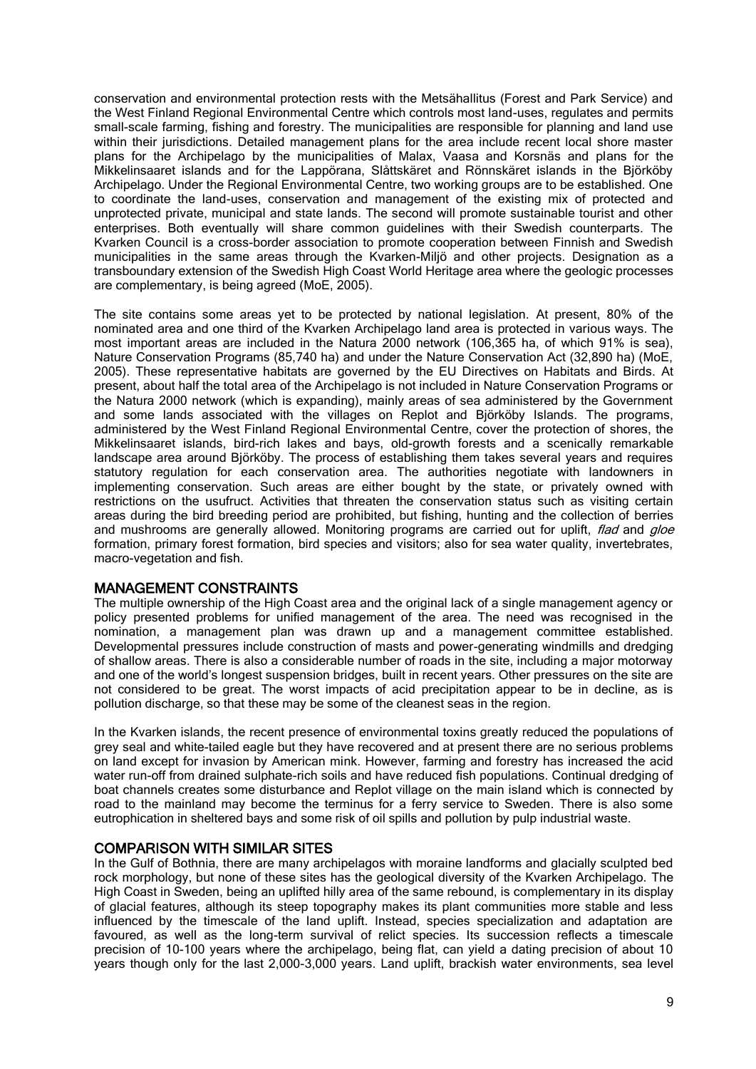conservation and environmental protection rests with the Metsähallitus (Forest and Park Service) and the West Finland Regional Environmental Centre which controls most land-uses, regulates and permits small-scale farming, fishing and forestry. The municipalities are responsible for planning and land use within their jurisdictions. Detailed management plans for the area include recent local shore master plans for the Archipelago by the municipalities of Malax, Vaasa and Korsnäs and plans for the Mikkelinsaaret islands and for the Lappörana, Slåttskäret and Rönnskäret islands in the Björköby Archipelago. Under the Regional Environmental Centre, two working groups are to be established. One to coordinate the land-uses, conservation and management of the existing mix of protected and unprotected private, municipal and state lands. The second will promote sustainable tourist and other enterprises. Both eventually will share common guidelines with their Swedish counterparts. The Kvarken Council is a cross-border association to promote cooperation between Finnish and Swedish municipalities in the same areas through the Kvarken-Miljö and other projects. Designation as a transboundary extension of the Swedish High Coast World Heritage area where the geologic processes are complementary, is being agreed (MoE, 2005).

The site contains some areas yet to be protected by national legislation. At present, 80% of the nominated area and one third of the Kvarken Archipelago land area is protected in various ways. The most important areas are included in the Natura 2000 network (106,365 ha, of which 91% is sea), Nature Conservation Programs (85,740 ha) and under the Nature Conservation Act (32,890 ha) (MoE, 2005). These representative habitats are governed by the EU Directives on Habitats and Birds. At present, about half the total area of the Archipelago is not included in Nature Conservation Programs or the Natura 2000 network (which is expanding), mainly areas of sea administered by the Government and some lands associated with the villages on Replot and Björköby Islands. The programs, administered by the West Finland Regional Environmental Centre, cover the protection of shores, the Mikkelinsaaret islands, bird-rich lakes and bays, old-growth forests and a scenically remarkable landscape area around Björköby. The process of establishing them takes several years and requires statutory regulation for each conservation area. The authorities negotiate with landowners in implementing conservation. Such areas are either bought by the state, or privately owned with restrictions on the usufruct. Activities that threaten the conservation status such as visiting certain areas during the bird breeding period are prohibited, but fishing, hunting and the collection of berries and mushrooms are generally allowed. Monitoring programs are carried out for uplift, *flad* and *gloe* formation, primary forest formation, bird species and visitors; also for sea water quality, invertebrates, macro-vegetation and fish.

## MANAGEMENT CONSTRAINTS

The multiple ownership of the High Coast area and the original lack of a single management agency or policy presented problems for unified management of the area. The need was recognised in the nomination, a management plan was drawn up and a management committee established. Developmental pressures include construction of masts and power-generating windmills and dredging of shallow areas. There is also a considerable number of roads in the site, including a major motorway and one of the world's longest suspension bridges, built in recent years. Other pressures on the site are not considered to be great. The worst impacts of acid precipitation appear to be in decline, as is pollution discharge, so that these may be some of the cleanest seas in the region.

In the Kvarken islands, the recent presence of environmental toxins greatly reduced the populations of grey seal and white-tailed eagle but they have recovered and at present there are no serious problems on land except for invasion by American mink. However, farming and forestry has increased the acid water run-off from drained sulphate-rich soils and have reduced fish populations. Continual dredging of boat channels creates some disturbance and Replot village on the main island which is connected by road to the mainland may become the terminus for a ferry service to Sweden. There is also some eutrophication in sheltered bays and some risk of oil spills and pollution by pulp industrial waste.

## COMPARISON WITH SIMILAR SITES

In the Gulf of Bothnia, there are many archipelagos with moraine landforms and glacially sculpted bed rock morphology, but none of these sites has the geological diversity of the Kvarken Archipelago. The High Coast in Sweden, being an uplifted hilly area of the same rebound, is complementary in its display of glacial features, although its steep topography makes its plant communities more stable and less influenced by the timescale of the land uplift. Instead, species specialization and adaptation are favoured, as well as the long-term survival of relict species. Its succession reflects a timescale precision of 10-100 years where the archipelago, being flat, can yield a dating precision of about 10 years though only for the last 2,000-3,000 years. Land uplift, brackish water environments, sea level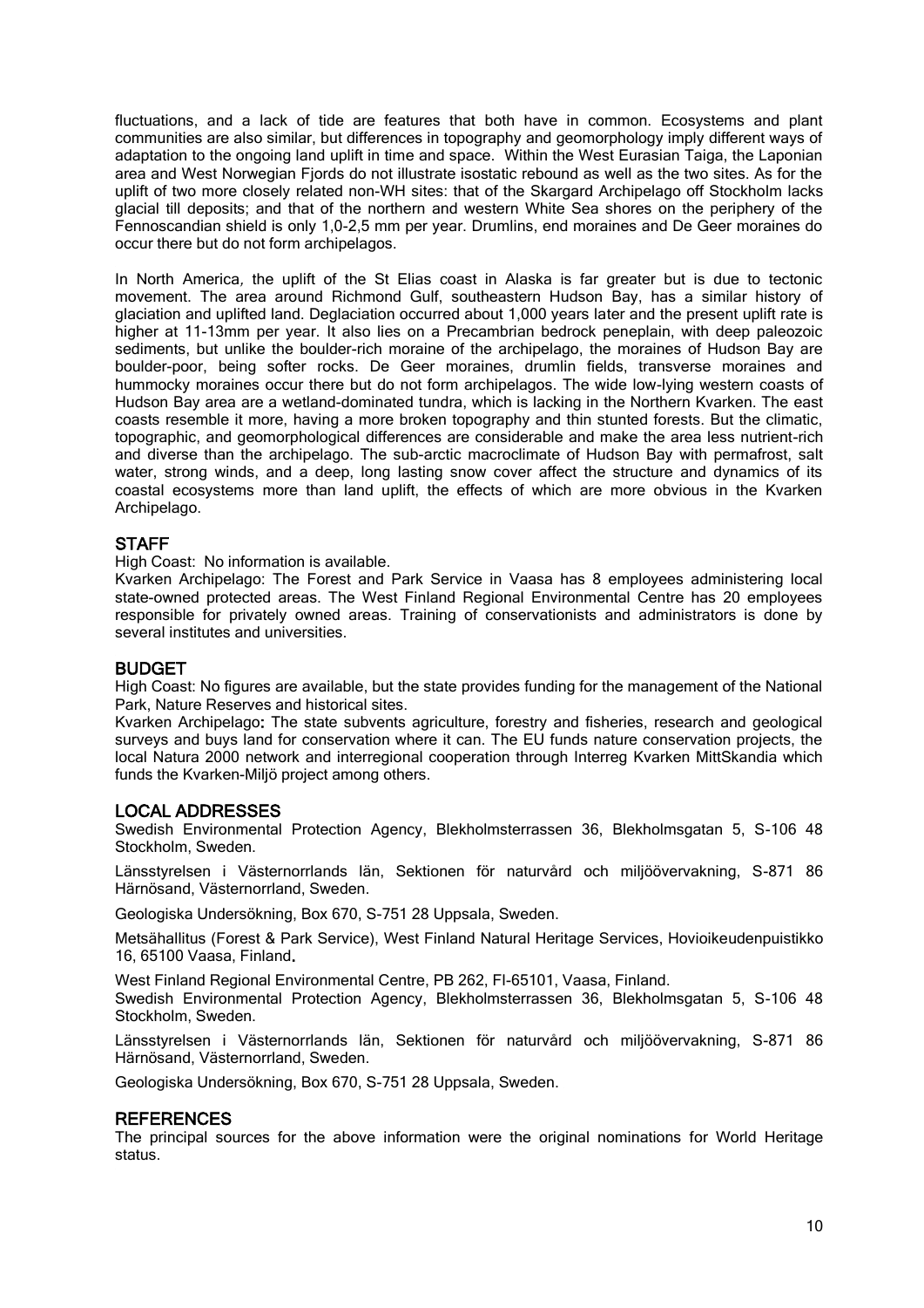fluctuations, and a lack of tide are features that both have in common. Ecosystems and plant communities are also similar, but differences in topography and geomorphology imply different ways of adaptation to the ongoing land uplift in time and space. Within the West Eurasian Taiga, the Laponian area and West Norwegian Fjords do not illustrate isostatic rebound as well as the two sites. As for the uplift of two more closely related non-WH sites: that of the Skargard Archipelago off Stockholm lacks glacial till deposits; and that of the northern and western White Sea shores on the periphery of the Fennoscandian shield is only 1,0-2,5 mm per year. Drumlins, end moraines and De Geer moraines do occur there but do not form archipelagos.

In North America, the uplift of the St Elias coast in Alaska is far greater but is due to tectonic movement. The area around Richmond Gulf, southeastern Hudson Bay, has a similar history of glaciation and uplifted land. Deglaciation occurred about 1,000 years later and the present uplift rate is higher at 11-13mm per year. It also lies on a Precambrian bedrock peneplain, with deep paleozoic sediments, but unlike the boulder-rich moraine of the archipelago, the moraines of Hudson Bay are boulder-poor, being softer rocks. De Geer moraines, drumlin fields, transverse moraines and hummocky moraines occur there but do not form archipelagos. The wide low-lying western coasts of Hudson Bay area are a wetland-dominated tundra, which is lacking in the Northern Kvarken. The east coasts resemble it more, having a more broken topography and thin stunted forests. But the climatic, topographic, and geomorphological differences are considerable and make the area less nutrient-rich and diverse than the archipelago. The sub-arctic macroclimate of Hudson Bay with permafrost, salt water, strong winds, and a deep, long lasting snow cover affect the structure and dynamics of its coastal ecosystems more than land uplift, the effects of which are more obvious in the Kvarken Archipelago.

## STAFF

High Coast: No information is available.

Kvarken Archipelago: The Forest and Park Service in Vaasa has 8 employees administering local state-owned protected areas. The West Finland Regional Environmental Centre has 20 employees responsible for privately owned areas. Training of conservationists and administrators is done by several institutes and universities.

## BUDGET

High Coast: No figures are available, but the state provides funding for the management of the National Park, Nature Reserves and historical sites.

Kvarken Archipelago**:** The state subvents agriculture, forestry and fisheries, research and geological surveys and buys land for conservation where it can. The EU funds nature conservation projects, the local Natura 2000 network and interregional cooperation through Interreg Kvarken MittSkandia which funds the Kvarken-Miljö project among others.

## LOCAL ADDRESSES

Swedish Environmental Protection Agency, Blekholmsterrassen 36, Blekholmsgatan 5, S-106 48 Stockholm, Sweden.

Länsstyrelsen i Västernorrlands län, Sektionen för naturvård och miljöövervakning, S-871 86 Härnösand, Västernorrland, Sweden.

Geologiska Undersökning, Box 670, S-751 28 Uppsala, Sweden.

Metsähallitus (Forest & Park Service), West Finland Natural Heritage Services, Hovioikeudenpuistikko 16, 65100 Vaasa, Finland**.**

West Finland Regional Environmental Centre, PB 262, FI-65101, Vaasa, Finland.

Swedish Environmental Protection Agency, Blekholmsterrassen 36, Blekholmsgatan 5, S-106 48 Stockholm, Sweden.

Länsstyrelsen i Västernorrlands län, Sektionen för naturvård och miljöövervakning, S-871 86 Härnösand, Västernorrland, Sweden.

Geologiska Undersökning, Box 670, S-751 28 Uppsala, Sweden.

## REFERENCES

The principal sources for the above information were the original nominations for World Heritage status.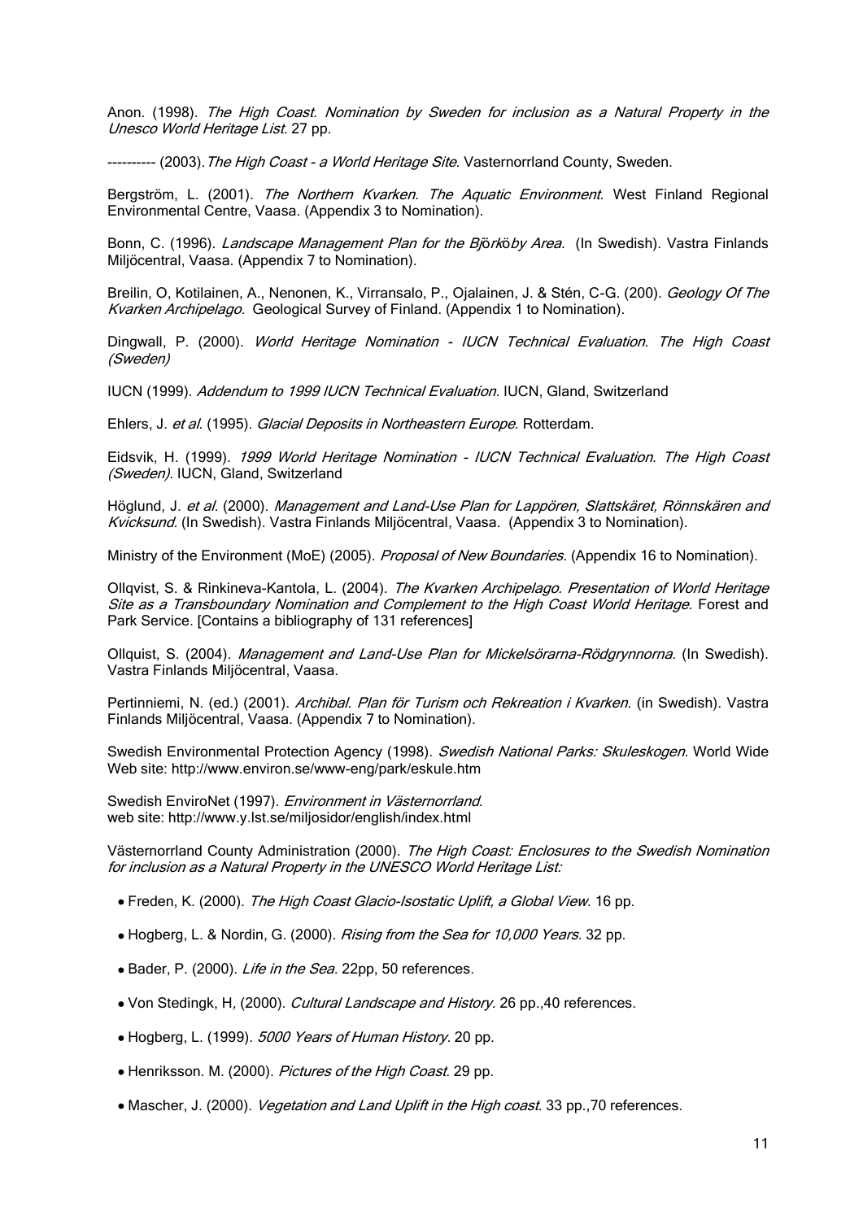Anon. (1998). *The High Coast. Nomination by Sweden for inclusion as a Natural Property in the Unesco World Heritage List.* 27 pp.

---------- (2003). *The High Coast - a World Heritage Site*. Vasternorrland County, Sweden.

Bergström, L. (2001). *The Northern Kvarken. The Aquatic Environment*. West Finland Regional Environmental Centre, Vaasa. (Appendix 3 to Nomination).

Bonn, C. (1996). *Landscape Management Plan for the Björköby Area.* (In Swedish). Vastra Finlands Miljöcentral, Vaasa. (Appendix 7 to Nomination).

Breilin, O, Kotilainen, A., Nenonen, K., Virransalo, P., Ojalainen, J. & Stén, C-G. (200). *Geology Of The Kvarken Archipelago*. Geological Survey of Finland. (Appendix 1 to Nomination).

Dingwall, P. (2000). *World Heritage Nomination - IUCN Technical Evaluation. The High Coast (Sweden)*

IUCN (1999). *Addendum to 1999 IUCN Technical Evaluation.* IUCN, Gland, Switzerland

Ehlers, J. *et al*. (1995). *Glacial Deposits in Northeastern Europe*. Rotterdam.

Eidsvik, H. (1999). *1999 World Heritage Nomination - IUCN Technical Evaluation. The High Coast (Sweden).* IUCN, Gland, Switzerland

Höglund, J. *et al*. (2000). *Management and Land-Use Plan for Lappören, Slattskäret, Rönnskären and Kvicksund*. (In Swedish). Vastra Finlands Miljöcentral, Vaasa. (Appendix 3 to Nomination).

Ministry of the Environment (MoE) (2005). *Proposal of New Boundaries*. (Appendix 16 to Nomination).

Ollqvist, S. & Rinkineva-Kantola, L. (2004). *The Kvarken Archipelago. Presentation of World Heritage Site as a Transboundary Nomination and Complement to the High Coast World Heritage.* Forest and Park Service. [Contains a bibliography of 131 references]

Ollquist, S. (2004). *Management and Land-Use Plan for Mickelsörarna-Rödgrynnorna*. (In Swedish). Vastra Finlands Miljöcentral, Vaasa.

Pertinniemi, N. (ed.) (2001). *Archibal. Plan för Turism och Rekreation i Kvarken*. (in Swedish). Vastra Finlands Miljöcentral, Vaasa. (Appendix 7 to Nomination).

Swedish Environmental Protection Agency (1998). *Swedish National Parks: Skuleskogen.* World Wide Web site: http://www.environ.se/www-eng/park/eskule.htm

Swedish EnviroNet (1997). *Environment in Västernorrland.*
web site: http://www.y.lst.se/miljosidor/english/index.html

Västernorrland County Administration (2000). *The High Coast: Enclosures to the Swedish Nomination for inclusion as a Natural Property in the UNESCO World Heritage List:*

- Freden, K. (2000). *The High Coast Glacio-Isostatic Uplift, a Global View.* 16 pp.
- Hogberg, L. & Nordin, G. (2000). *Rising from the Sea for 10,000 Years.* 32 pp.
- Bader, P. (2000). *Life in the Sea.* 22pp, 50 references.
- Von Stedingk, H, (2000). *Cultural Landscape and History.* 26 pp.,40 references.
- Hogberg, L. (1999). *5000 Years of Human History.* 20 pp.
- Henriksson. M. (2000). *Pictures of the High Coast*. 29 pp.
- Mascher, J. (2000). *Vegetation and Land Uplift in the High coast.* 33 pp.,70 references.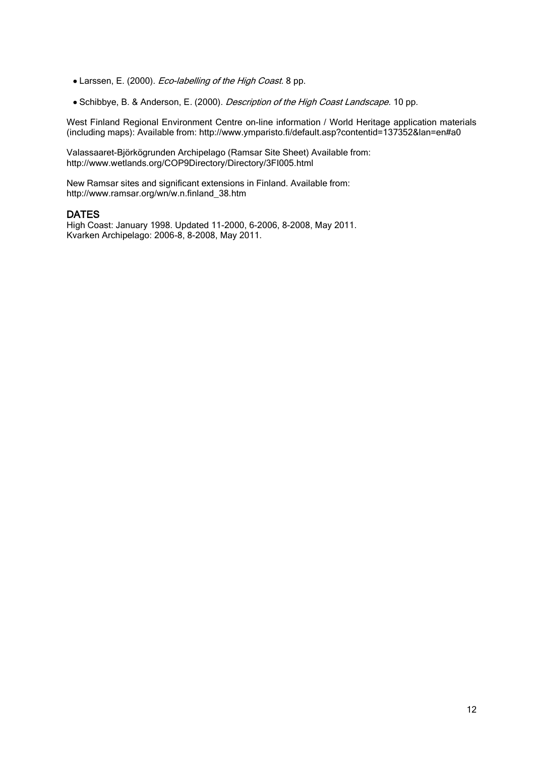- Larssen, E. (2000). *Eco-labelling of the High Coast*. 8 pp.

- Schibbye, B. & Anderson, E. (2000). *Description of the High Coast Landscape.* 10 pp.

West Finland Regional Environment Centre on-line information / World Heritage application materials (including maps): Available from: http://www.ymparisto.fi/default.asp?contentid=137352&lan=en#a0

Valassaaret-Björkögrunden Archipelago (Ramsar Site Sheet) Available from:
http://www.wetlands.org/COP9Directory/Directory/3FI005.html

New Ramsar sites and significant extensions in Finland. Available from:
http://www.ramsar.org/wn/w.n.finland_38.htm

## DATES

High Coast: January 1998. Updated 11-2000, 6-2006, 8-2008, May 2011.
Kvarken Archipelago: 2006-8, 8-2008, May 2011.